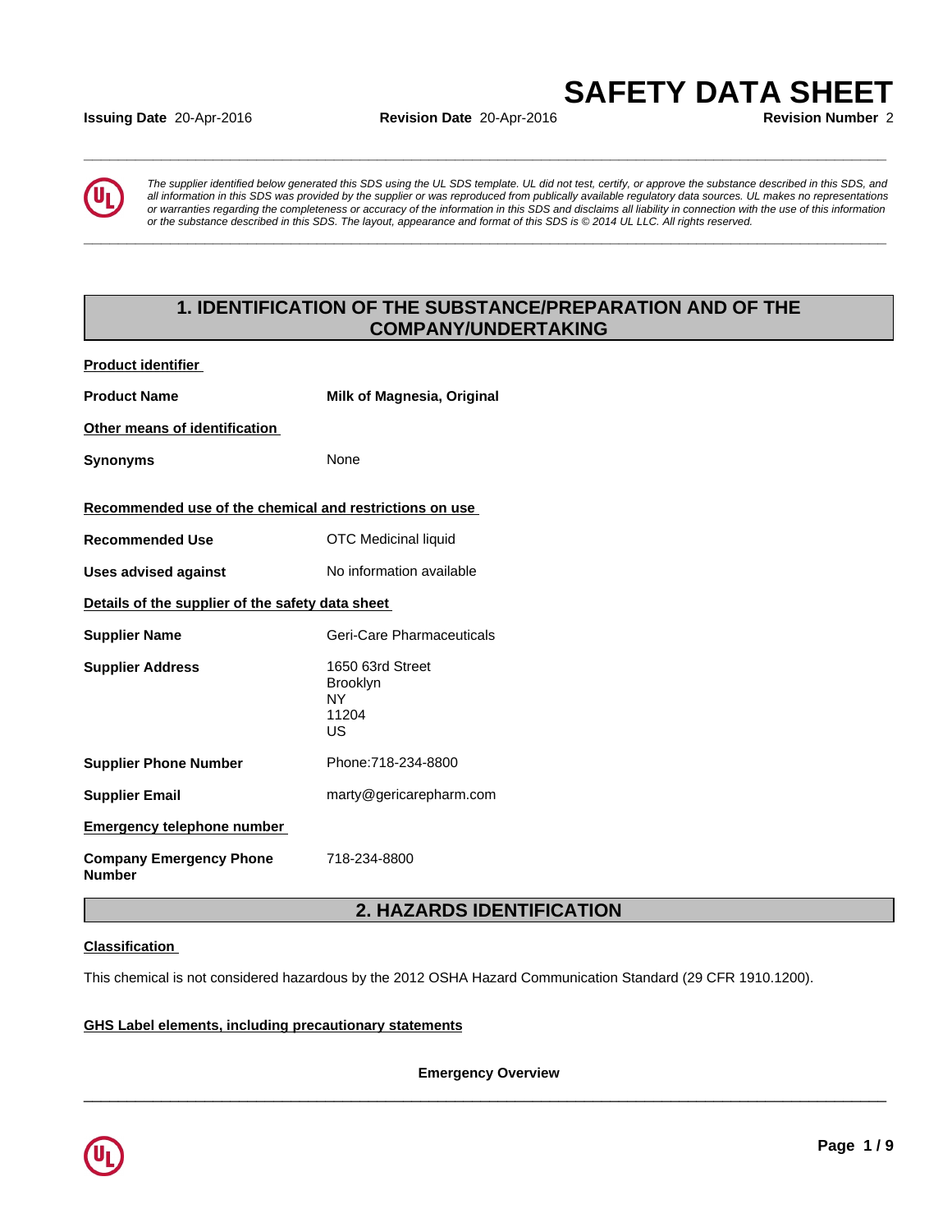# SAFETY DATA SHEET

**Issuing Date** 20-Apr-2016 **Revision Date** 20-Apr-2016 **Revision Number** 2

*The supplier identified below generated this SDS using the UL SDS template. UL did not test, certify, or approve the substance described in this SDS, and all information in this SDS was provided by the supplier or was reproduced from publically available regulatory data sources. UL makes no representations or warranties regarding the completeness or accuracy of the information in this SDS and disclaims all liability in connection with the use of this information or the substance described in this SDS. The layout, appearance and format of this SDS is © 2014 UL LLC. All rights reserved.*

## 1. IDENTIFICATION OF THE SUBSTANCE/PREPARATION AND OF THE COMPANY/UNDERTAKING

**Product identifier**

**Product Name** **Milk of Magnesia, Original**

**Other means of identification**

**Synonyms** None

**Recommended use of the chemical and restrictions on use**

**Recommended Use** OTC Medicinal liquid

**Uses advised against** No information available

**Details of the supplier of the safety data sheet**

**Supplier Name** Geri-Care Pharmaceuticals

**Supplier Address** 1650 63rd Street
Brooklyn
NY
11204
US

**Supplier Phone Number** Phone:718-234-8800

**Supplier Email** marty@gericarepharm.com

**Emergency telephone number**

**Company Emergency Phone Number** 718-234-8800

## 2. HAZARDS IDENTIFICATION

**Classification**

This chemical is not considered hazardous by the 2012 OSHA Hazard Communication Standard (29 CFR 1910.1200).

**GHS Label elements, including precautionary statements**

**Emergency Overview**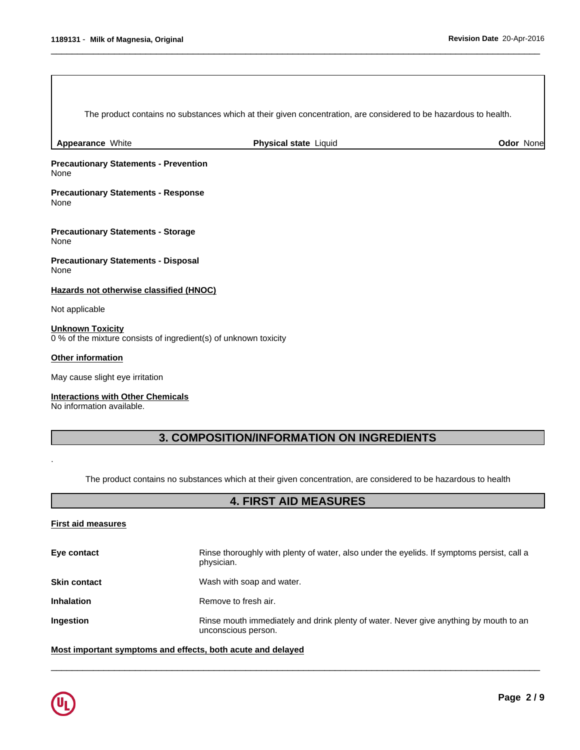The product contains no substances which at their given concentration, are considered to be hazardous to health.

| Appearance White | Physical state Liquid | Odor None |
|---|---|---|

**Precautionary Statements - Prevention**
None

**Precautionary Statements - Response**
None

**Precautionary Statements - Storage**
None

**Precautionary Statements - Disposal**
None

**Hazards not otherwise classified (HNOC)**

Not applicable

**Unknown Toxicity**
0 % of the mixture consists of ingredient(s) of unknown toxicity

**Other information**

May cause slight eye irritation

**Interactions with Other Chemicals**
No information available.

## 3. COMPOSITION/INFORMATION ON INGREDIENTS

.

The product contains no substances which at their given concentration, are considered to be hazardous to health

## 4. FIRST AID MEASURES

**First aid measures**

| | |
|---|---|
| **Eye contact** | Rinse thoroughly with plenty of water, also under the eyelids. If symptoms persist, call a physician. |
| **Skin contact** | Wash with soap and water. |
| **Inhalation** | Remove to fresh air. |
| **Ingestion** | Rinse mouth immediately and drink plenty of water. Never give anything by mouth to an unconscious person. |

**Most important symptoms and effects, both acute and delayed**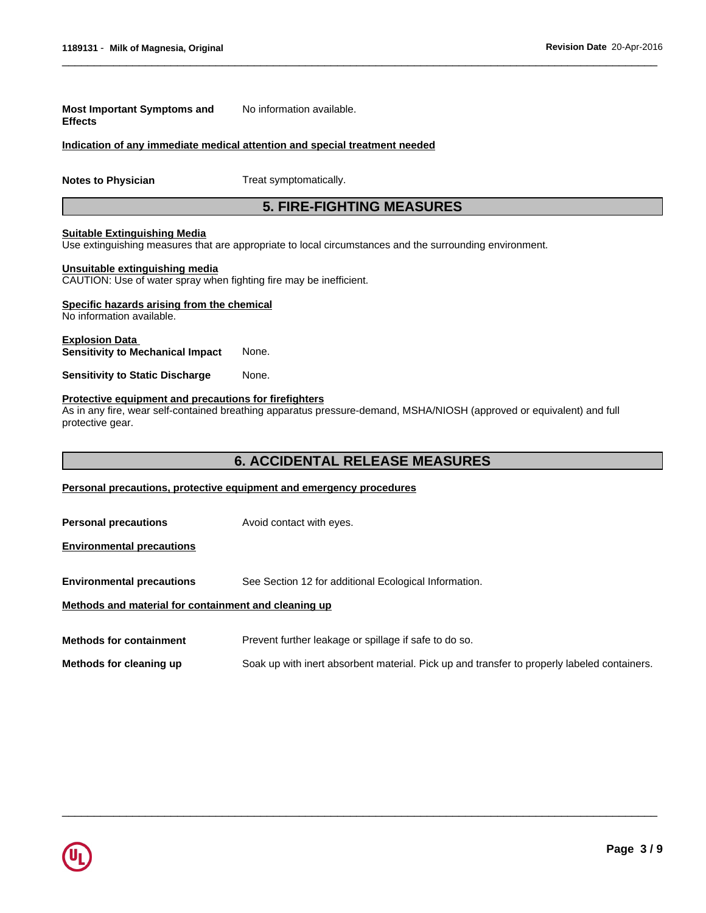**Most Important Symptoms and Effects** No information available.

**Indication of any immediate medical attention and special treatment needed**

**Notes to Physician** Treat symptomatically.

## 5. FIRE-FIGHTING MEASURES

**Suitable Extinguishing Media**
Use extinguishing measures that are appropriate to local circumstances and the surrounding environment.

**Unsuitable extinguishing media**
CAUTION: Use of water spray when fighting fire may be inefficient.

**Specific hazards arising from the chemical**
No information available.

**Explosion Data**

**Sensitivity to Mechanical Impact** None.

**Sensitivity to Static Discharge** None.

**Protective equipment and precautions for firefighters**
As in any fire, wear self-contained breathing apparatus pressure-demand, MSHA/NIOSH (approved or equivalent) and full protective gear.

## 6. ACCIDENTAL RELEASE MEASURES

**Personal precautions, protective equipment and emergency procedures**

**Personal precautions** Avoid contact with eyes.

**Environmental precautions**

**Environmental precautions** See Section 12 for additional Ecological Information.

**Methods and material for containment and cleaning up**

**Methods for containment** Prevent further leakage or spillage if safe to do so.

**Methods for cleaning up** Soak up with inert absorbent material. Pick up and transfer to properly labeled containers.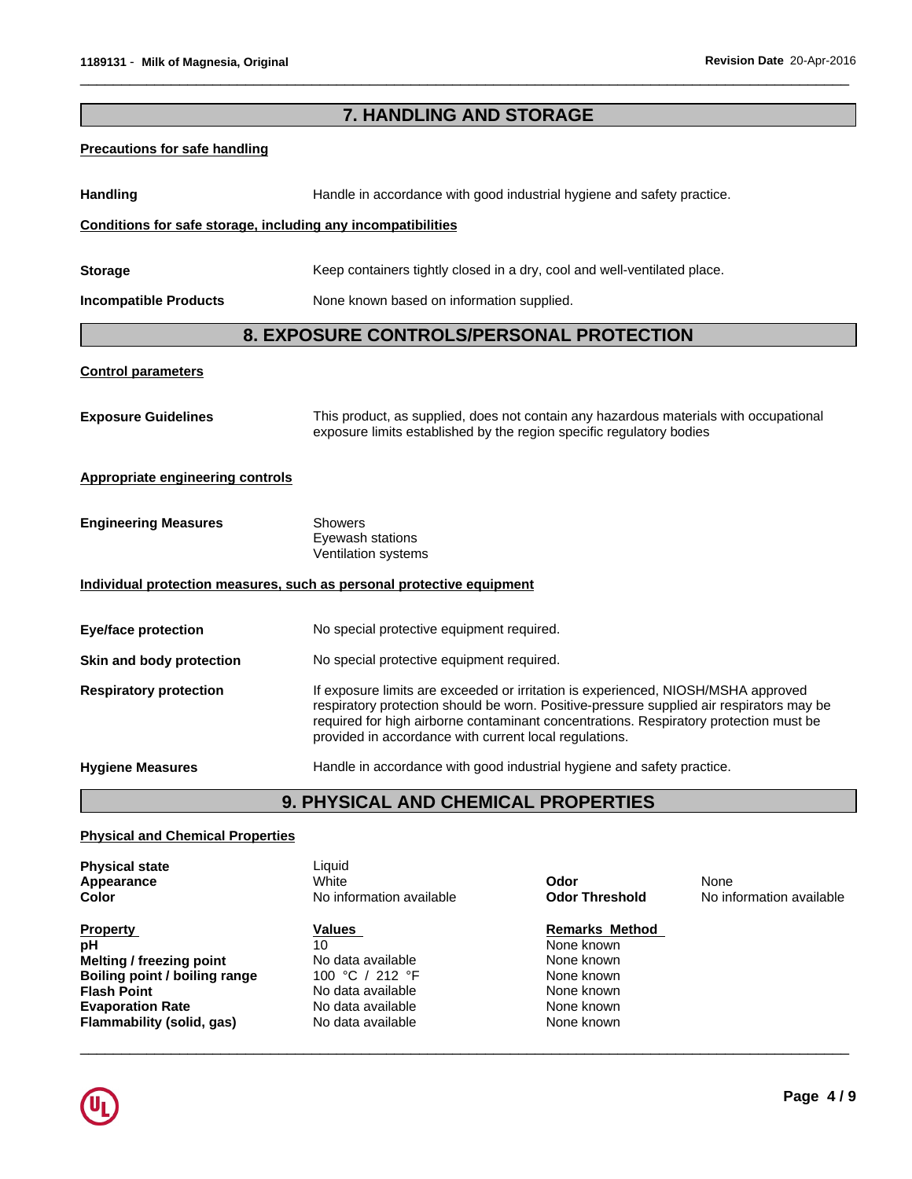## 7. HANDLING AND STORAGE

**Precautions for safe handling**

| | |
|---|---|
| **Handling** | Handle in accordance with good industrial hygiene and safety practice. |

**Conditions for safe storage, including any incompatibilities**

| | |
|---|---|
| **Storage** | Keep containers tightly closed in a dry, cool and well-ventilated place. |
| **Incompatible Products** | None known based on information supplied. |

## 8. EXPOSURE CONTROLS/PERSONAL PROTECTION

**Control parameters**

| | |
|---|---|
| **Exposure Guidelines** | This product, as supplied, does not contain any hazardous materials with occupational exposure limits established by the region specific regulatory bodies |

**Appropriate engineering controls**

| | |
|---|---|
| **Engineering Measures** | Showers<br>Eyewash stations<br>Ventilation systems |

**Individual protection measures, such as personal protective equipment**

| | |
|---|---|
| **Eye/face protection** | No special protective equipment required. |
| **Skin and body protection** | No special protective equipment required. |
| **Respiratory protection** | If exposure limits are exceeded or irritation is experienced, NIOSH/MSHA approved respiratory protection should be worn. Positive-pressure supplied air respirators may be required for high airborne contaminant concentrations. Respiratory protection must be provided in accordance with current local regulations. |
| **Hygiene Measures** | Handle in accordance with good industrial hygiene and safety practice. |

## 9. PHYSICAL AND CHEMICAL PROPERTIES

**Physical and Chemical Properties**

| | | | |
|---|---|---|---|
| **Physical state** | Liquid | | |
| **Appearance** | White | **Odor** | None |
| **Color** | No information available | **Odor Threshold** | No information available |

| **Property** | **Values** | **Remarks Method** |
|---|---|---|
| **pH** | 10 | None known |
| **Melting / freezing point** | No data available | None known |
| **Boiling point / boiling range** | 100 °C / 212 °F | None known |
| **Flash Point** | No data available | None known |
| **Evaporation Rate** | No data available | None known |
| **Flammability (solid, gas)** | No data available | None known |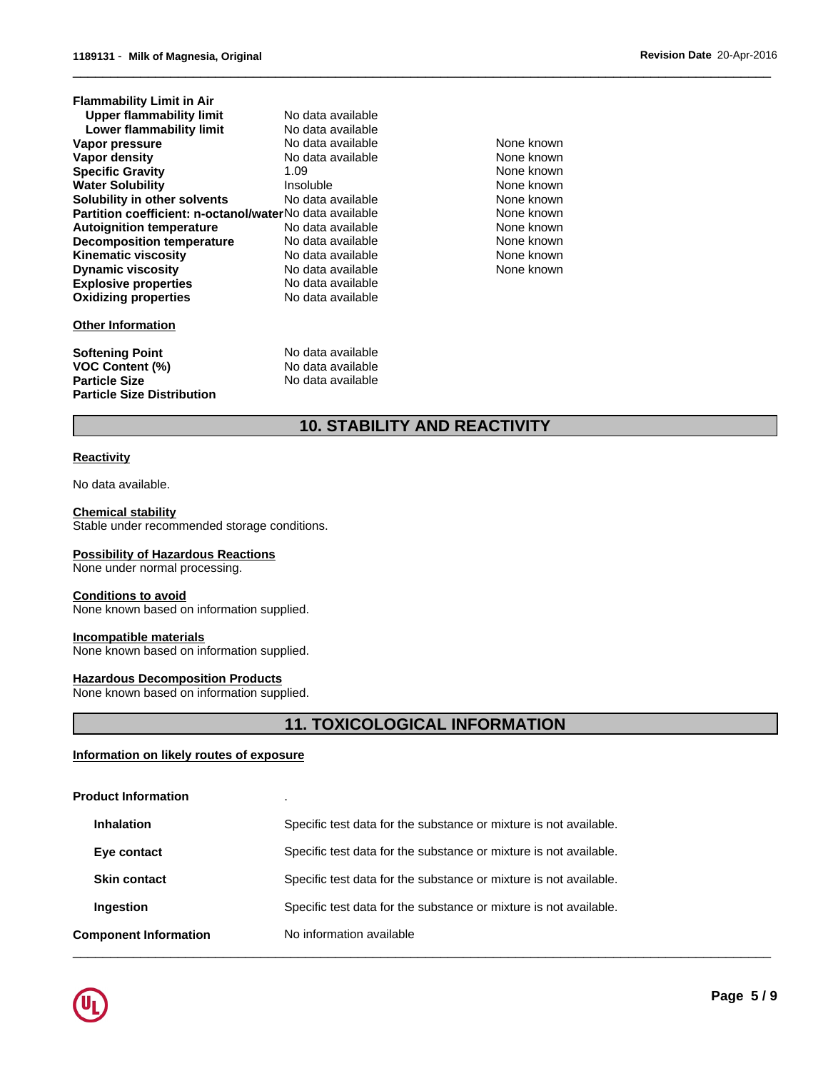| | | |
|---|---|---|
| **Flammability Limit in Air** | | |
| **Upper flammability limit** | No data available | |
| **Lower flammability limit** | No data available | |
| **Vapor pressure** | No data available | None known |
| **Vapor density** | No data available | None known |
| **Specific Gravity** | 1.09 | None known |
| **Water Solubility** | Insoluble | None known |
| **Solubility in other solvents** | No data available | None known |
| **Partition coefficient: n-octanol/water** | No data available | None known |
| **Autoignition temperature** | No data available | None known |
| **Decomposition temperature** | No data available | None known |
| **Kinematic viscosity** | No data available | None known |
| **Dynamic viscosity** | No data available | None known |
| **Explosive properties** | No data available | |
| **Oxidizing properties** | No data available | |

**Other Information**

| | |
|---|---|
| **Softening Point** | No data available |
| **VOC Content (%)** | No data available |
| **Particle Size** | No data available |
| **Particle Size Distribution** | |

## 10. STABILITY AND REACTIVITY

**Reactivity**

No data available.

**Chemical stability**
Stable under recommended storage conditions.

**Possibility of Hazardous Reactions**
None under normal processing.

**Conditions to avoid**
None known based on information supplied.

**Incompatible materials**
None known based on information supplied.

**Hazardous Decomposition Products**
None known based on information supplied.

## 11. TOXICOLOGICAL INFORMATION

**Information on likely routes of exposure**

| | |
|---|---|
| **Product Information** | . |
| **Inhalation** | Specific test data for the substance or mixture is not available. |
| **Eye contact** | Specific test data for the substance or mixture is not available. |
| **Skin contact** | Specific test data for the substance or mixture is not available. |
| **Ingestion** | Specific test data for the substance or mixture is not available. |
| **Component Information** | No information available |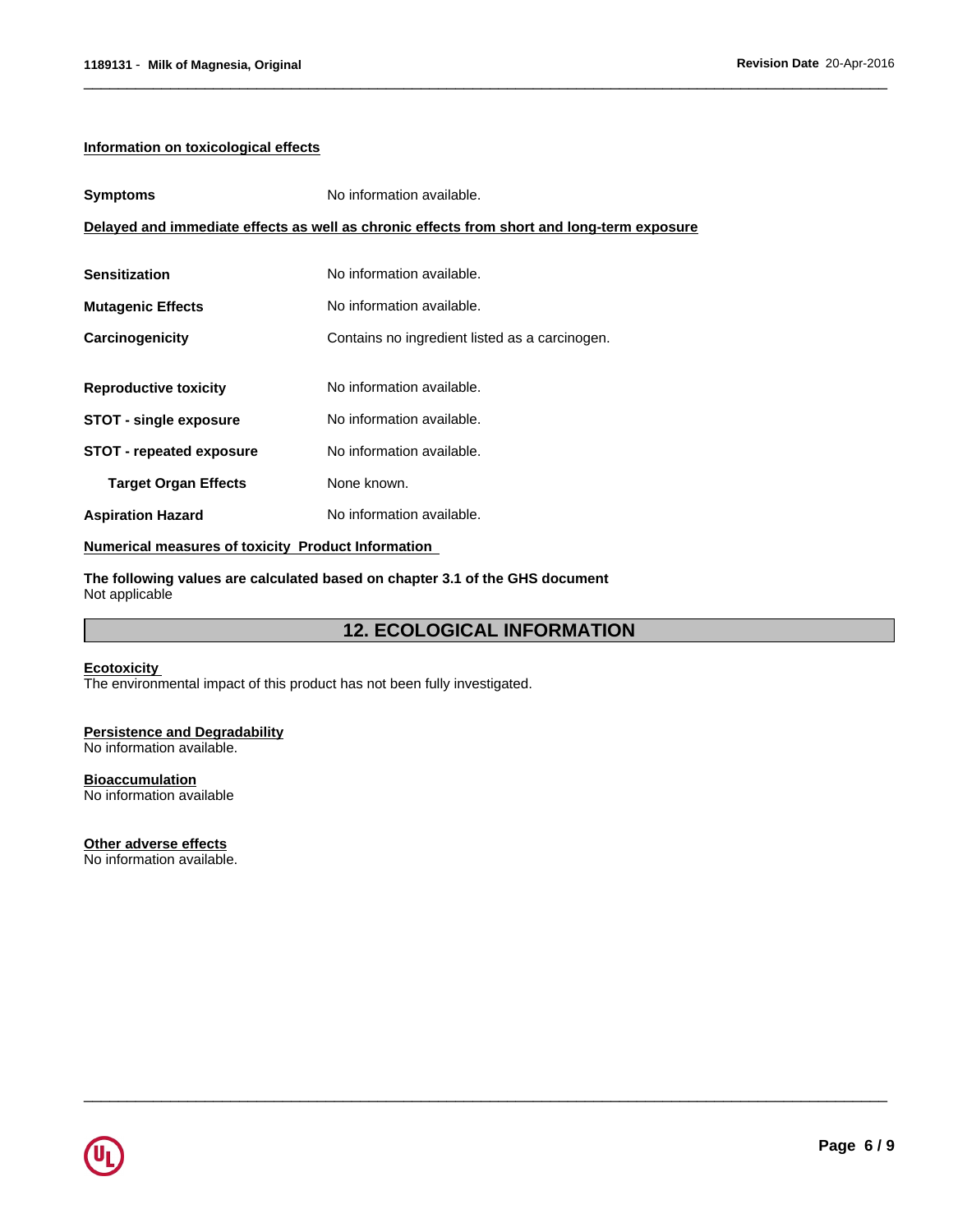**Information on toxicological effects**

**Symptoms** No information available.

**Delayed and immediate effects as well as chronic effects from short and long-term exposure**

**Sensitization** No information available.

**Mutagenic Effects** No information available.

**Carcinogenicity** Contains no ingredient listed as a carcinogen.

**Reproductive toxicity** No information available.

**STOT - single exposure** No information available.

**STOT - repeated exposure** No information available.

**Target Organ Effects** None known.

**Aspiration Hazard** No information available.

**Numerical measures of toxicity Product Information**

**The following values are calculated based on chapter 3.1 of the GHS document**
Not applicable

## 12. ECOLOGICAL INFORMATION

**Ecotoxicity**
The environmental impact of this product has not been fully investigated.

**Persistence and Degradability**
No information available.

**Bioaccumulation**
No information available

**Other adverse effects**
No information available.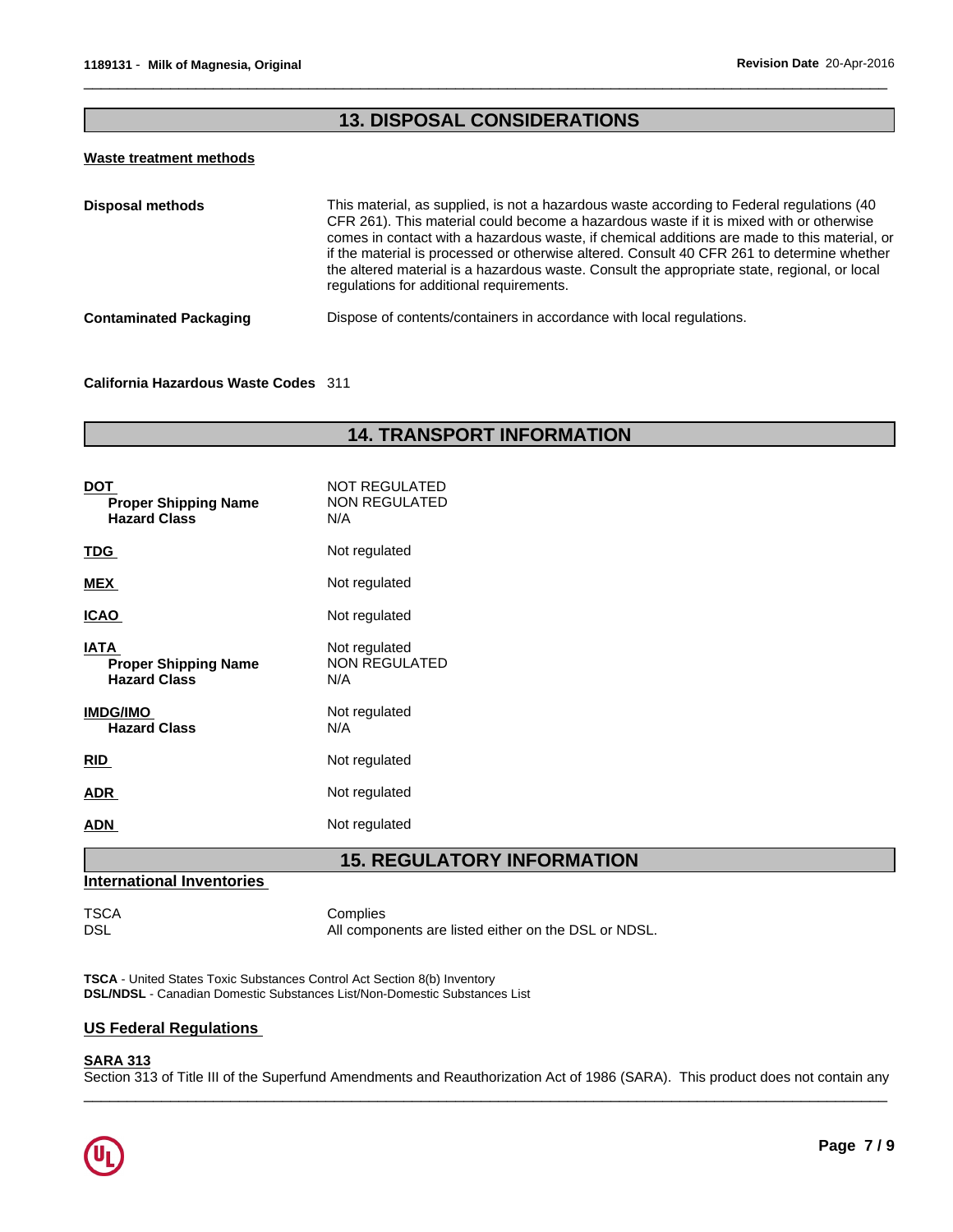## 13. DISPOSAL CONSIDERATIONS

**Waste treatment methods**

| | |
|---|---|
| **Disposal methods** | This material, as supplied, is not a hazardous waste according to Federal regulations (40 CFR 261). This material could become a hazardous waste if it is mixed with or otherwise comes in contact with a hazardous waste, if chemical additions are made to this material, or if the material is processed or otherwise altered. Consult 40 CFR 261 to determine whether the altered material is a hazardous waste. Consult the appropriate state, regional, or local regulations for additional requirements. |
| **Contaminated Packaging** | Dispose of contents/containers in accordance with local regulations. |

**California Hazardous Waste Codes** 311

## 14. TRANSPORT INFORMATION

| | |
|---|---|
| **DOT** | NOT REGULATED |
| **Proper Shipping Name** | NON REGULATED |
| **Hazard Class** | N/A |
| **TDG** | Not regulated |
| **MEX** | Not regulated |
| **ICAO** | Not regulated |
| **IATA** | Not regulated |
| **Proper Shipping Name** | NON REGULATED |
| **Hazard Class** | N/A |
| **IMDG/IMO** | Not regulated |
| **Hazard Class** | N/A |
| **RID** | Not regulated |
| **ADR** | Not regulated |
| **ADN** | Not regulated |

## 15. REGULATORY INFORMATION

**International Inventories**

| | |
|---|---|
| TSCA | Complies |
| DSL | All components are listed either on the DSL or NDSL. |

**TSCA** - United States Toxic Substances Control Act Section 8(b) Inventory
**DSL/NDSL** - Canadian Domestic Substances List/Non-Domestic Substances List

**US Federal Regulations**

**SARA 313**

Section 313 of Title III of the Superfund Amendments and Reauthorization Act of 1986 (SARA). This product does not contain any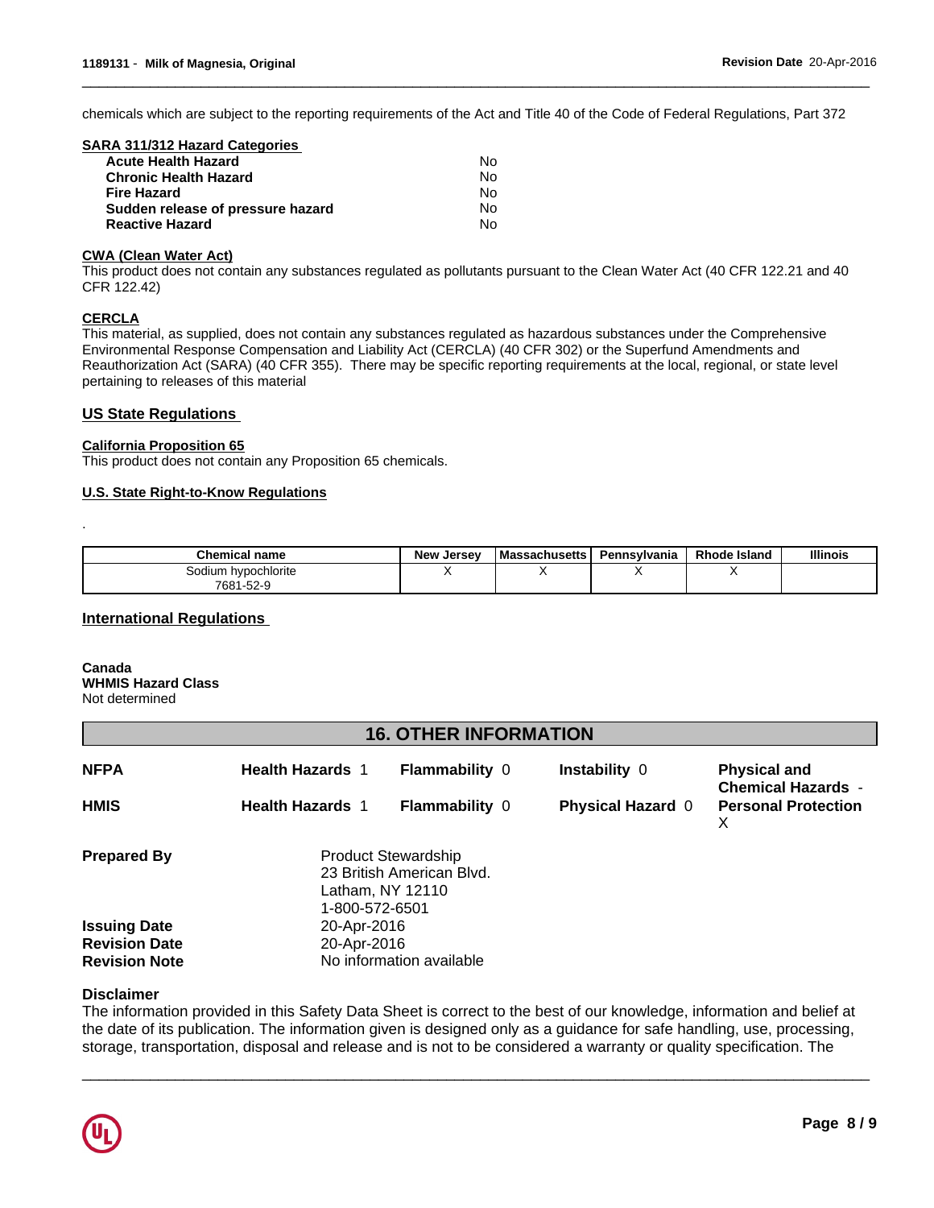chemicals which are subject to the reporting requirements of the Act and Title 40 of the Code of Federal Regulations, Part 372

**SARA 311/312 Hazard Categories**

| | |
|---|---|
| **Acute Health Hazard** | No |
| **Chronic Health Hazard** | No |
| **Fire Hazard** | No |
| **Sudden release of pressure hazard** | No |
| **Reactive Hazard** | No |

**CWA (Clean Water Act)**

This product does not contain any substances regulated as pollutants pursuant to the Clean Water Act (40 CFR 122.21 and 40 CFR 122.42)

**CERCLA**

This material, as supplied, does not contain any substances regulated as hazardous substances under the Comprehensive Environmental Response Compensation and Liability Act (CERCLA) (40 CFR 302) or the Superfund Amendments and Reauthorization Act (SARA) (40 CFR 355). There may be specific reporting requirements at the local, regional, or state level pertaining to releases of this material

## US State Regulations

**California Proposition 65**

This product does not contain any Proposition 65 chemicals.

**U.S. State Right-to-Know Regulations**

.

| Chemical name | New Jersey | Massachusetts | Pennsylvania | Rhode Island | Illinois |
|---|---|---|---|---|---|
| Sodium hypochlorite 7681-52-9 | X | X | X | X | |

## International Regulations

**Canada**
**WHMIS Hazard Class**
Not determined

# 16. OTHER INFORMATION

| | | | | |
|---|---|---|---|---|
| **NFPA** | **Health Hazards** 1 | **Flammability** 0 | **Instability** 0 | **Physical and Chemical Hazards** - |
| **HMIS** | **Health Hazards** 1 | **Flammability** 0 | **Physical Hazard** 0 | **Personal Protection** X |

**Prepared By** Product Stewardship
23 British American Blvd.
Latham, NY 12110
1-800-572-6501

**Issuing Date** 20-Apr-2016
**Revision Date** 20-Apr-2016
**Revision Note** No information available

**Disclaimer**

The information provided in this Safety Data Sheet is correct to the best of our knowledge, information and belief at the date of its publication. The information given is designed only as a guidance for safe handling, use, processing, storage, transportation, disposal and release and is not to be considered a warranty or quality specification. The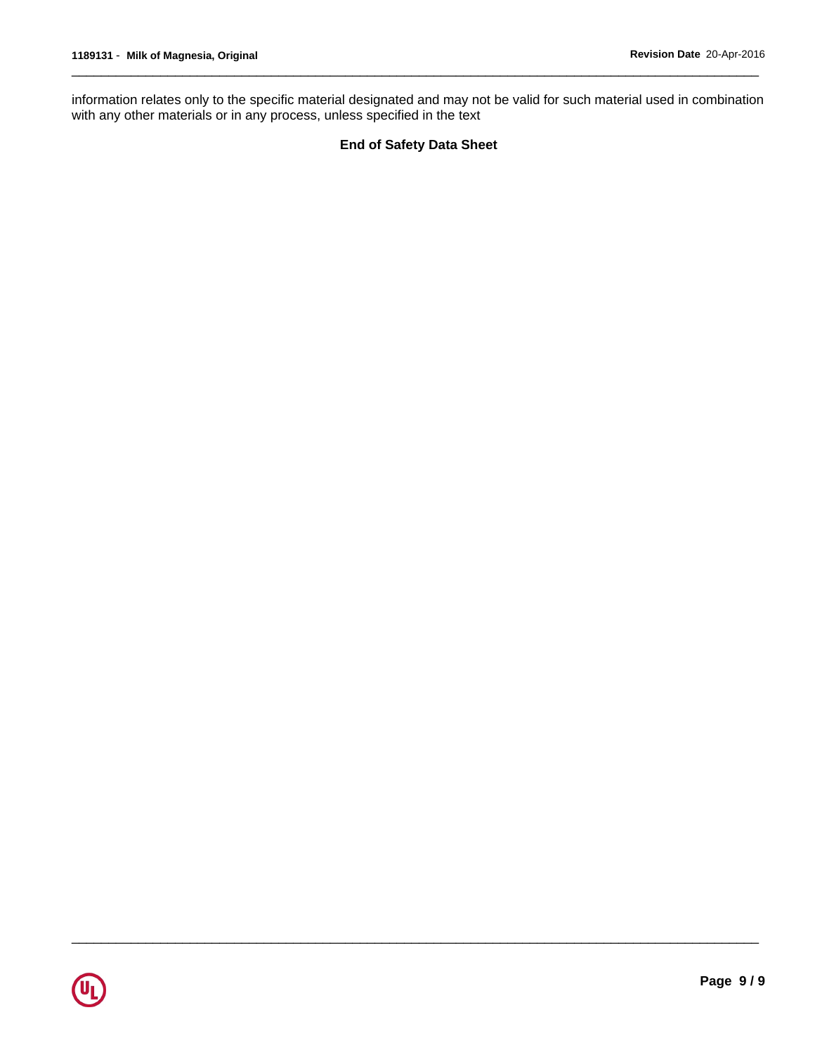information relates only to the specific material designated and may not be valid for such material used in combination with any other materials or in any process, unless specified in the text

**End of Safety Data Sheet**